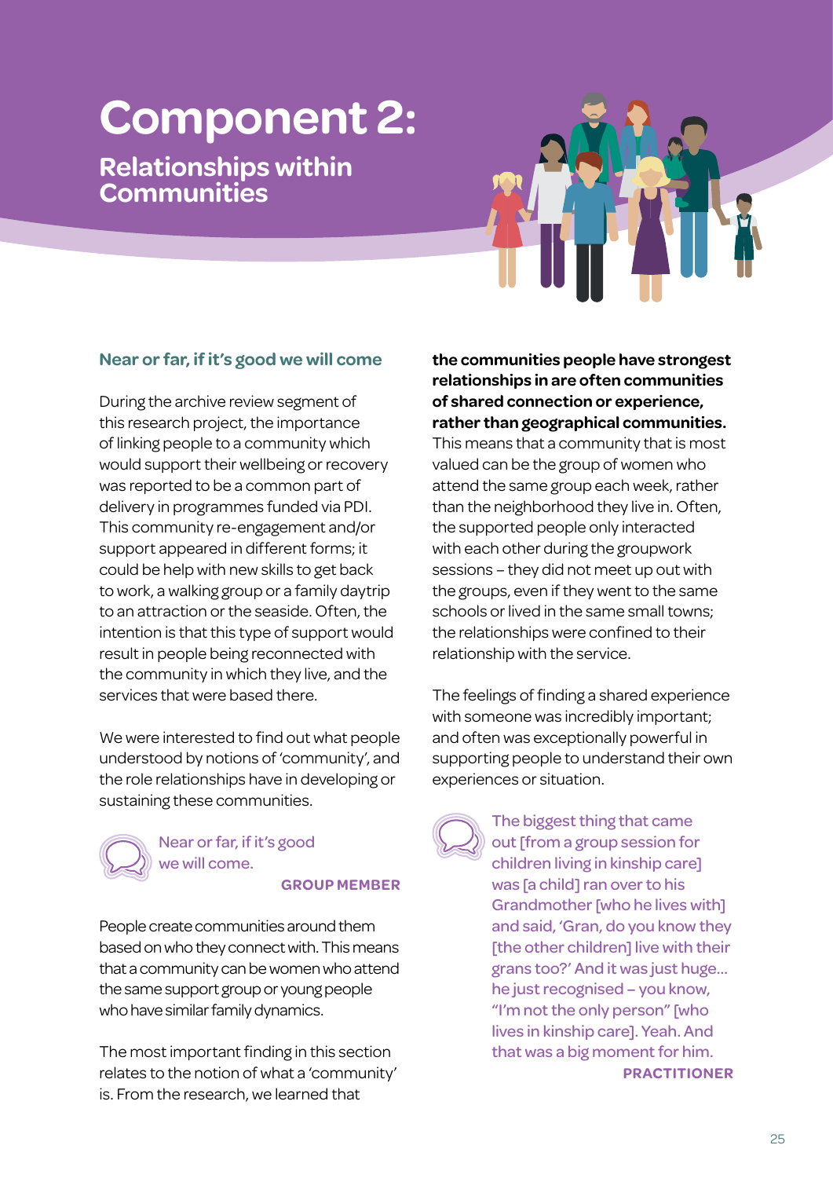# Component 2:

## Relationships within Communities

### Near or far, if it's good we will come

During the archive review segment of this research project, the importance of linking people to a community which would support their wellbeing or recovery was reported to be a common part of delivery in programmes funded via PDI. This community re-engagement and/or support appeared in different forms; it could be help with new skills to get back to work, a walking group or a family daytrip to an attraction or the seaside. Often, the intention is that this type of support would result in people being reconnected with the community in which they live, and the services that were based there.

We were interested to find out what people understood by notions of 'community', and the role relationships have in developing or sustaining these communities.

> Near or far, if it's good we will come.
>
> **GROUP MEMBER**

People create communities around them based on who they connect with. This means that a community can be women who attend the same support group or young people who have similar family dynamics.

The most important finding in this section relates to the notion of what a 'community' is. From the research, we learned that **the communities people have strongest relationships in are often communities of shared connection or experience, rather than geographical communities.** This means that a community that is most valued can be the group of women who attend the same group each week, rather than the neighborhood they live in. Often, the supported people only interacted with each other during the groupwork sessions – they did not meet up out with the groups, even if they went to the same schools or lived in the same small towns; the relationships were confined to their relationship with the service.

The feelings of finding a shared experience with someone was incredibly important; and often was exceptionally powerful in supporting people to understand their own experiences or situation.

> The biggest thing that came out [from a group session for children living in kinship care] was [a child] ran over to his Grandmother [who he lives with] and said, 'Gran, do you know they [the other children] live with their grans too?' And it was just huge... he just recognised – you know, "I'm not the only person" [who lives in kinship care]. Yeah. And that was a big moment for him.
>
> **PRACTITIONER**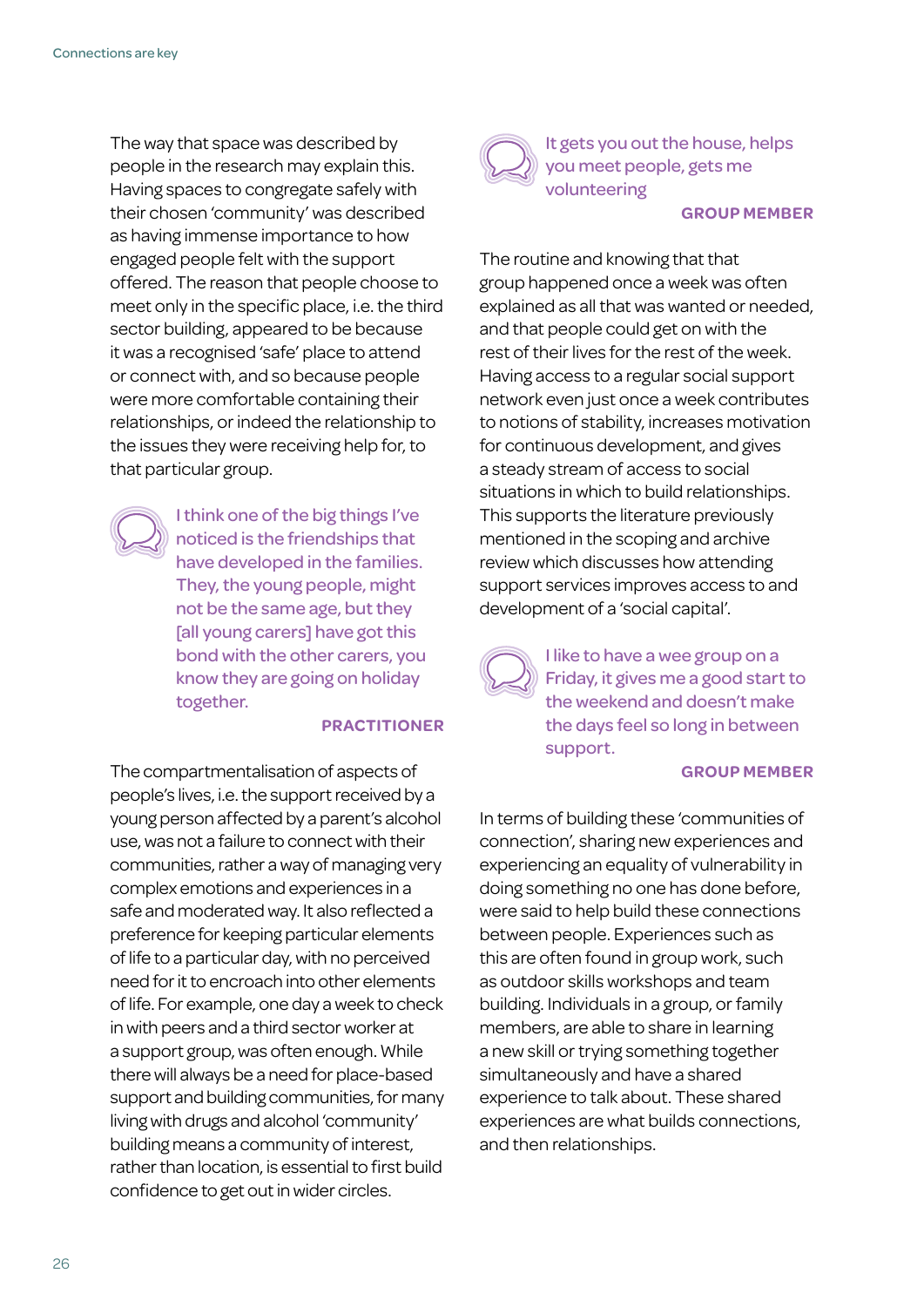The way that space was described by people in the research may explain this. Having spaces to congregate safely with their chosen 'community' was described as having immense importance to how engaged people felt with the support offered. The reason that people choose to meet only in the specific place, i.e. the third sector building, appeared to be because it was a recognised 'safe' place to attend or connect with, and so because people were more comfortable containing their relationships, or indeed the relationship to the issues they were receiving help for, to that particular group.

> I think one of the big things I've noticed is the friendships that have developed in the families. They, the young people, might not be the same age, but they [all young carers] have got this bond with the other carers, you know they are going on holiday together.
>
> **PRACTITIONER**

The compartmentalisation of aspects of people's lives, i.e. the support received by a young person affected by a parent's alcohol use, was not a failure to connect with their communities, rather a way of managing very complex emotions and experiences in a safe and moderated way. It also reflected a preference for keeping particular elements of life to a particular day, with no perceived need for it to encroach into other elements of life. For example, one day a week to check in with peers and a third sector worker at a support group, was often enough. While there will always be a need for place-based support and building communities, for many living with drugs and alcohol 'community' building means a community of interest, rather than location, is essential to first build confidence to get out in wider circles.

> It gets you out the house, helps you meet people, gets me volunteering
>
> **GROUP MEMBER**

The routine and knowing that that group happened once a week was often explained as all that was wanted or needed, and that people could get on with the rest of their lives for the rest of the week. Having access to a regular social support network even just once a week contributes to notions of stability, increases motivation for continuous development, and gives a steady stream of access to social situations in which to build relationships. This supports the literature previously mentioned in the scoping and archive review which discusses how attending support services improves access to and development of a 'social capital'.

> I like to have a wee group on a Friday, it gives me a good start to the weekend and doesn't make the days feel so long in between support.
>
> **GROUP MEMBER**

In terms of building these 'communities of connection', sharing new experiences and experiencing an equality of vulnerability in doing something no one has done before, were said to help build these connections between people. Experiences such as this are often found in group work, such as outdoor skills workshops and team building. Individuals in a group, or family members, are able to share in learning a new skill or trying something together simultaneously and have a shared experience to talk about. These shared experiences are what builds connections, and then relationships.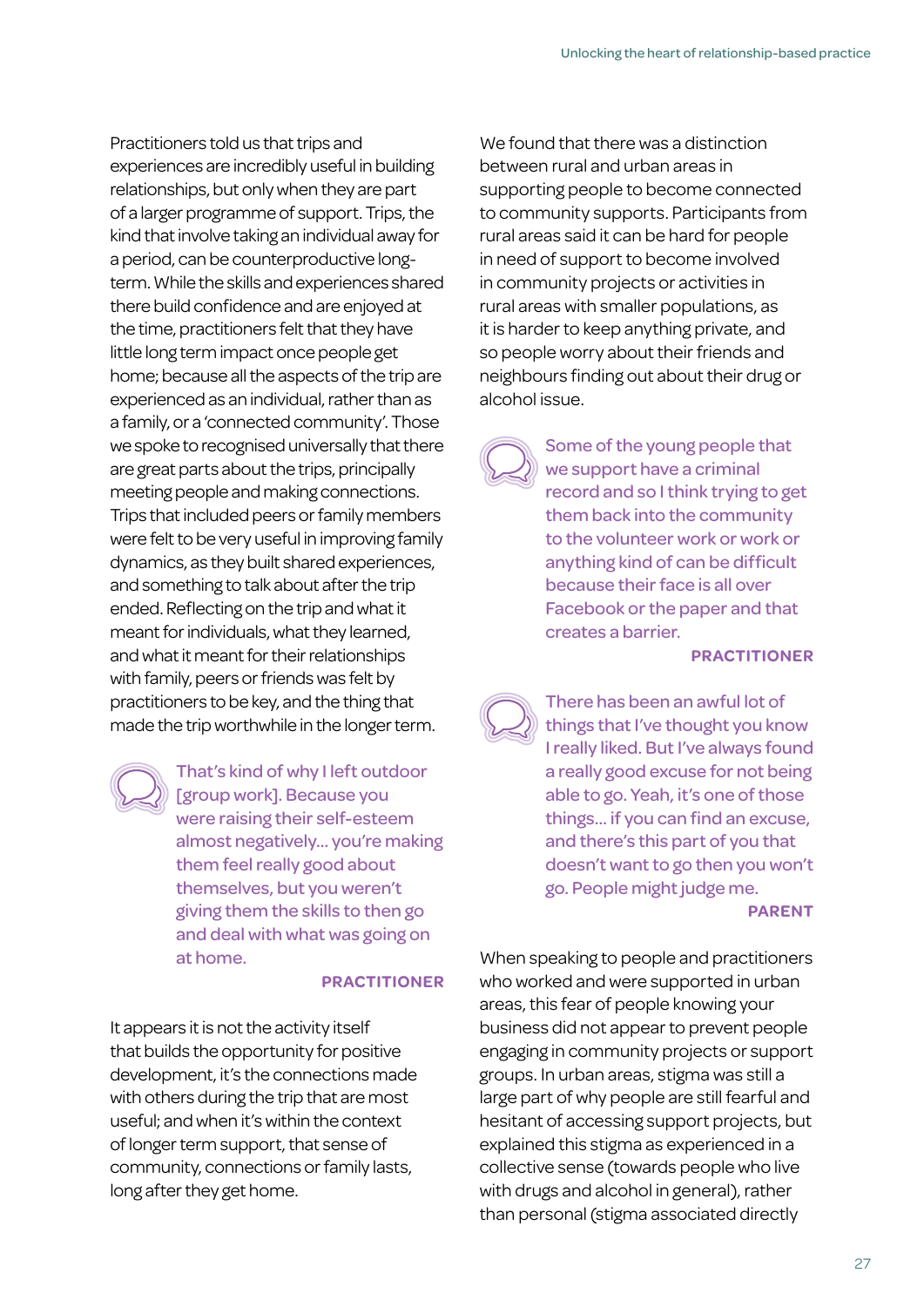Practitioners told us that trips and experiences are incredibly useful in building relationships, but only when they are part of a larger programme of support. Trips, the kind that involve taking an individual away for a period, can be counterproductive long-term. While the skills and experiences shared there build confidence and are enjoyed at the time, practitioners felt that they have little long term impact once people get home; because all the aspects of the trip are experienced as an individual, rather than as a family, or a 'connected community'. Those we spoke to recognised universally that there are great parts about the trips, principally meeting people and making connections. Trips that included peers or family members were felt to be very useful in improving family dynamics, as they built shared experiences, and something to talk about after the trip ended. Reflecting on the trip and what it meant for individuals, what they learned, and what it meant for their relationships with family, peers or friends was felt by practitioners to be key, and the thing that made the trip worthwhile in the longer term.

> That's kind of why I left outdoor [group work]. Because you were raising their self-esteem almost negatively... you're making them feel really good about themselves, but you weren't giving them the skills to then go and deal with what was going on at home.
>
> **PRACTITIONER**

It appears it is not the activity itself that builds the opportunity for positive development, it's the connections made with others during the trip that are most useful; and when it's within the context of longer term support, that sense of community, connections or family lasts, long after they get home.

We found that there was a distinction between rural and urban areas in supporting people to become connected to community supports. Participants from rural areas said it can be hard for people in need of support to become involved in community projects or activities in rural areas with smaller populations, as it is harder to keep anything private, and so people worry about their friends and neighbours finding out about their drug or alcohol issue.

> Some of the young people that we support have a criminal record and so I think trying to get them back into the community to the volunteer work or work or anything kind of can be difficult because their face is all over Facebook or the paper and that creates a barrier.
>
> **PRACTITIONER**

> There has been an awful lot of things that I've thought you know I really liked. But I've always found a really good excuse for not being able to go. Yeah, it's one of those things... if you can find an excuse, and there's this part of you that doesn't want to go then you won't go. People might judge me.
>
> **PARENT**

When speaking to people and practitioners who worked and were supported in urban areas, this fear of people knowing your business did not appear to prevent people engaging in community projects or support groups. In urban areas, stigma was still a large part of why people are still fearful and hesitant of accessing support projects, but explained this stigma as experienced in a collective sense (towards people who live with drugs and alcohol in general), rather than personal (stigma associated directly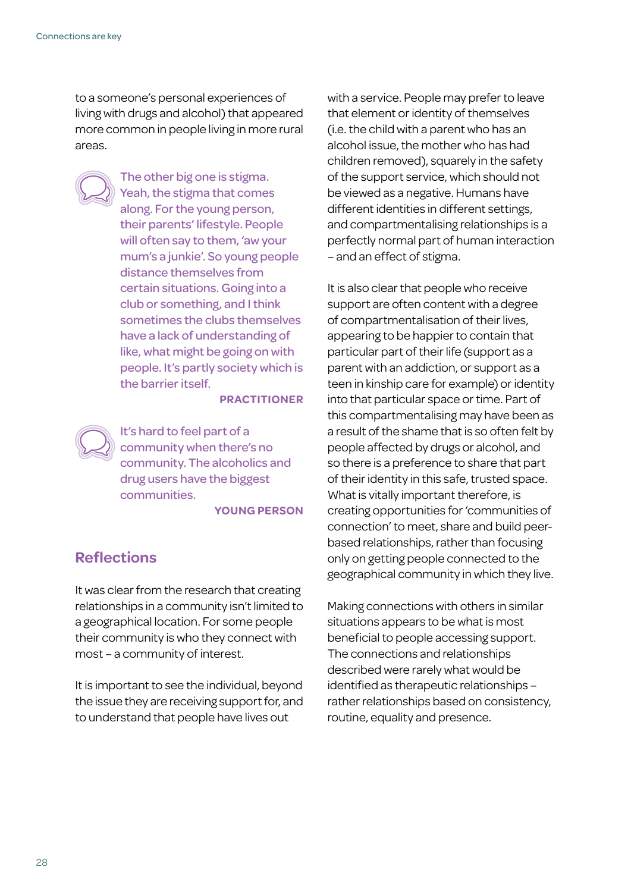to a someone's personal experiences of living with drugs and alcohol) that appeared more common in people living in more rural areas.

> The other big one is stigma. Yeah, the stigma that comes along. For the young person, their parents' lifestyle. People will often say to them, 'aw your mum's a junkie'. So young people distance themselves from certain situations. Going into a club or something, and I think sometimes the clubs themselves have a lack of understanding of like, what might be going on with people. It's partly society which is the barrier itself.
>
> **PRACTITIONER**

> It's hard to feel part of a community when there's no community. The alcoholics and drug users have the biggest communities.
>
> **YOUNG PERSON**

## Reflections

It was clear from the research that creating relationships in a community isn't limited to a geographical location. For some people their community is who they connect with most – a community of interest.

It is important to see the individual, beyond the issue they are receiving support for, and to understand that people have lives out with a service. People may prefer to leave that element or identity of themselves (i.e. the child with a parent who has an alcohol issue, the mother who has had children removed), squarely in the safety of the support service, which should not be viewed as a negative. Humans have different identities in different settings, and compartmentalising relationships is a perfectly normal part of human interaction – and an effect of stigma.

It is also clear that people who receive support are often content with a degree of compartmentalisation of their lives, appearing to be happier to contain that particular part of their life (support as a parent with an addiction, or support as a teen in kinship care for example) or identity into that particular space or time. Part of this compartmentalising may have been as a result of the shame that is so often felt by people affected by drugs or alcohol, and so there is a preference to share that part of their identity in this safe, trusted space. What is vitally important therefore, is creating opportunities for 'communities of connection' to meet, share and build peer-based relationships, rather than focusing only on getting people connected to the geographical community in which they live.

Making connections with others in similar situations appears to be what is most beneficial to people accessing support. The connections and relationships described were rarely what would be identified as therapeutic relationships – rather relationships based on consistency, routine, equality and presence.